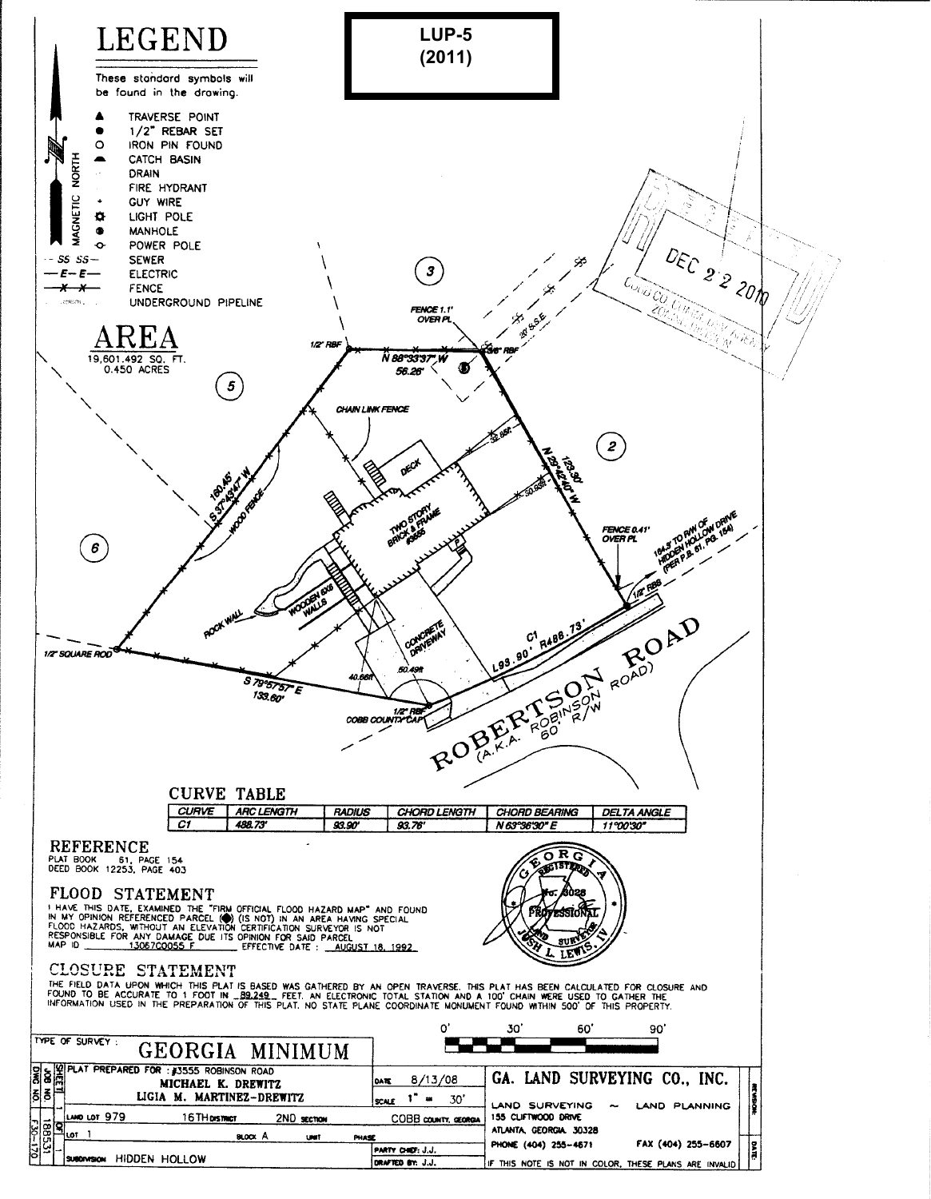# LEGEND

**LUP-5 (2011)**

These standard symbols will be found in the drawing.

- ▲ TRAVERSE POINT
- ● 1/2" REBAR SET
- ○ IRON PIN FOUND
- CATCH BASIN
- DRAIN
- FIRE HYDRANT
- GUY WIRE
- LIGHT POLE
- MANHOLE
- POWER POLE
- -- SS SS -- SEWER
- — E — E — ELECTRIC
- —x—x— FENCE
- UNDERGROUND PIPELINE

MAGNETIC NORTH

# AREA

19,601.492 SQ. FT.
0.450 ACRES

DEC 22 2010
COBB CO. COMM. DEV. AGENCY ZONING DIVISION

③ ⑤ ② ⑥

FENCE 1.1' OVER PL

1/2" RBF — N 88°33'37" W 56.26' — 5/8" RBF

20' S.S.E.

CHAIN LINK FENCE

DECK

32.86ft

50.63ft

N 29°42'40" W 123.30'

S 37°43'47" W 160.45'

WOOD FENCE

TWO STORY BRICK & FRAME #3555

FENCE 0.41' OVER PL

164.5' TO R/W OF HIDDEN HOLLOW DRIVE (PER P.B. 61, PG. 154)

1/2" RBS

ROCK WALL

WOODEN 6X6 WALLS

CONCRETE DRIVEWAY

1/2" SQUARE ROD

S 79°57'57" E 139.60'

40.66ft

50.49ft

1/2" RBF COBB COUNTY CAP

C1 L93.90' R488.73'

ROBERTSON ROAD (A.K.A. ROBINSON ROAD) 60' R/W

## CURVE TABLE

| CURVE | ARC LENGTH | RADIUS | CHORD LENGTH | CHORD BEARING | DELTA ANGLE |
|---|---|---|---|---|---|
| C1 | 488.73' | 93.90' | 93.76' | N 63°36'30" E | 11°00'30" |

## REFERENCE

PLAT BOOK 61, PAGE 154
DEED BOOK 12253, PAGE 403

## FLOOD STATEMENT

I HAVE THIS DATE, EXAMINED THE "FIRM OFFICIAL FLOOD HAZARD MAP" AND FOUND IN MY OPINION REFERENCED PARCEL (●) (IS NOT) IN AN AREA HAVING SPECIAL FLOOD HAZARDS, WITHOUT AN ELEVATION CERTIFICATION SURVEYOR IS NOT RESPONSIBLE FOR ANY DAMAGE DUE ITS OPINION FOR SAID PARCEL
MAP ID 13067C0055 F EFFECTIVE DATE : AUGUST 18, 1992

GEORGIA REGISTERED No. 3028 PROFESSIONAL LAND SURVEYOR JOSH L. LEWIS, IV

## CLOSURE STATEMENT

THE FIELD DATA UPON WHICH THIS PLAT IS BASED WAS GATHERED BY AN OPEN TRAVERSE. THIS PLAT HAS BEEN CALCULATED FOR CLOSURE AND FOUND TO BE ACCURATE TO 1 FOOT IN 89,249 FEET. AN ELECTRONIC TOTAL STATION AND A 100' CHAIN WERE USED TO GATHER THE INFORMATION USED IN THE PREPARATION OF THIS PLAT. NO STATE PLANE COORDINATE MONUMENT FOUND WITHIN 500' OF THIS PROPERTY.

0' 30' 60' 90'

TYPE OF SURVEY : GEORGIA MINIMUM

PLAT PREPARED FOR : #3555 ROBINSON ROAD
MICHAEL K. DREWITZ
LIGIA M. MARTINEZ-DREWITZ

DATE 8/13/08
SCALE 1" = 30'

LAND LOT 979 16TH DISTRICT 2ND SECTION COBB COUNTY, GEORGIA
LOT 1 BLOCK A UNIT PHASE
SUBDIVISION HIDDEN HOLLOW

PARTY CHIEF: J.J.
DRAFTED BY: J.J.

DWG NO. F30-170 JOB NO. 188531 SHEET 1 OF 1

**GA. LAND SURVEYING CO., INC.**
LAND SURVEYING ~ LAND PLANNING
155 CLIFTWOOD DRIVE
ATLANTA, GEORGIA 30328
PHONE (404) 255-4671 FAX (404) 255-6607
IF THIS NOTE IS NOT IN COLOR, THESE PLANS ARE INVALID

REVISION: DATE: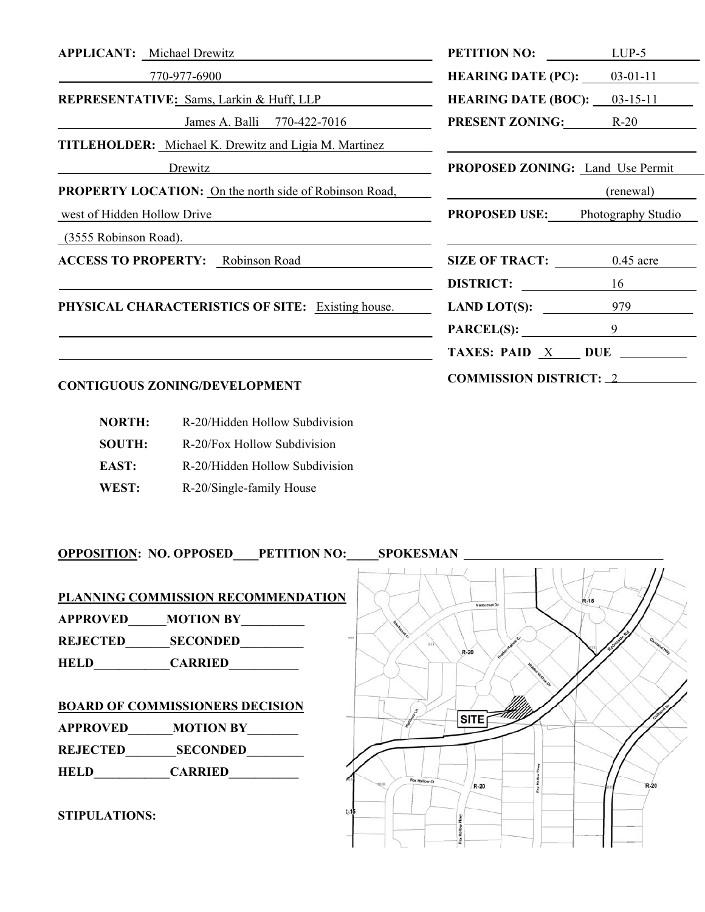**APPLICANT:** Michael Drewitz

770-977-6900

**REPRESENTATIVE:** Sams, Larkin & Huff, LLP

James A. Balli 770-422-7016

**TITLEHOLDER:** Michael K. Drewitz and Ligia M. Martinez Drewitz

**PROPERTY LOCATION:** On the north side of Robinson Road, west of Hidden Hollow Drive (3555 Robinson Road).

**ACCESS TO PROPERTY:** Robinson Road

**PHYSICAL CHARACTERISTICS OF SITE:** Existing house.

**PETITION NO:** LUP-5

**HEARING DATE (PC):** 03-01-11

**HEARING DATE (BOC):** 03-15-11

**PRESENT ZONING:** R-20

**PROPOSED ZONING:** Land Use Permit (renewal)

**PROPOSED USE:** Photography Studio

**SIZE OF TRACT:** 0.45 acre

**DISTRICT:** 16

**LAND LOT(S):** 979

**PARCEL(S):** 9

**TAXES: PAID** X **DUE** \_\_\_\_\_\_

**COMMISSION DISTRICT:** 2

**CONTIGUOUS ZONING/DEVELOPMENT**

| | |
|---|---|
| **NORTH:** | R-20/Hidden Hollow Subdivision |
| **SOUTH:** | R-20/Fox Hollow Subdivision |
| **EAST:** | R-20/Hidden Hollow Subdivision |
| **WEST:** | R-20/Single-family House |

**OPPOSITION: NO. OPPOSED\_\_\_\_PETITION NO:\_\_\_\_\_SPOKESMAN** \_\_\_\_\_\_\_\_\_\_\_\_\_\_\_\_

**PLANNING COMMISSION RECOMMENDATION**

**APPROVED\_\_\_\_\_\_MOTION BY\_\_\_\_\_\_\_\_\_\_**

**REJECTED\_\_\_\_\_\_\_SECONDED\_\_\_\_\_\_\_\_\_\_**

**HELD\_\_\_\_\_\_\_\_\_\_\_\_CARRIED\_\_\_\_\_\_\_\_\_\_\_**

**BOARD OF COMMISSIONERS DECISION**

**APPROVED\_\_\_\_\_\_\_MOTION BY\_\_\_\_\_\_\_\_**

**REJECTED\_\_\_\_\_\_\_\_SECONDED\_\_\_\_\_\_\_\_\_**

**HELD\_\_\_\_\_\_\_\_\_\_\_\_CARRIED\_\_\_\_\_\_\_\_\_\_\_**

**STIPULATIONS:**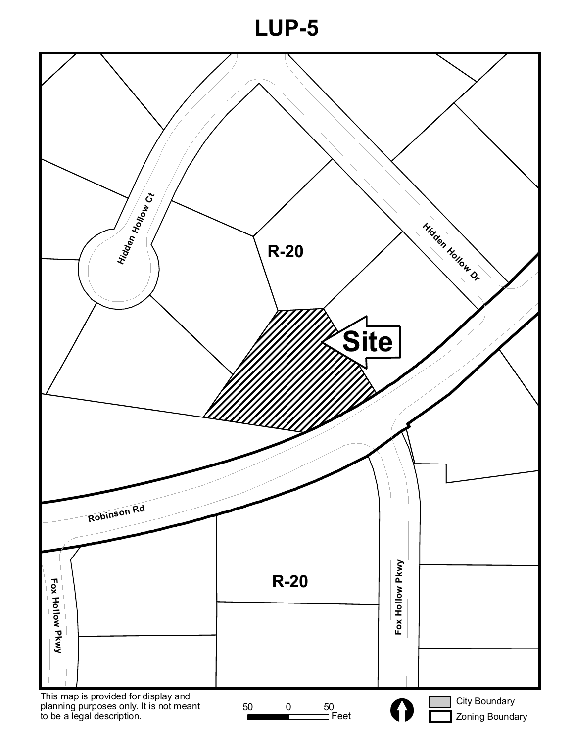# LUP-5

R-20

Hidden Hollow Ct

Hidden Hollow Dr

Site

Robinson Rd

R-20

Fox Hollow Pkwy

Fox Hollow Pkwy

This map is provided for display and planning purposes only. It is not meant to be a legal description.

50 0 50 Feet

City Boundary

Zoning Boundary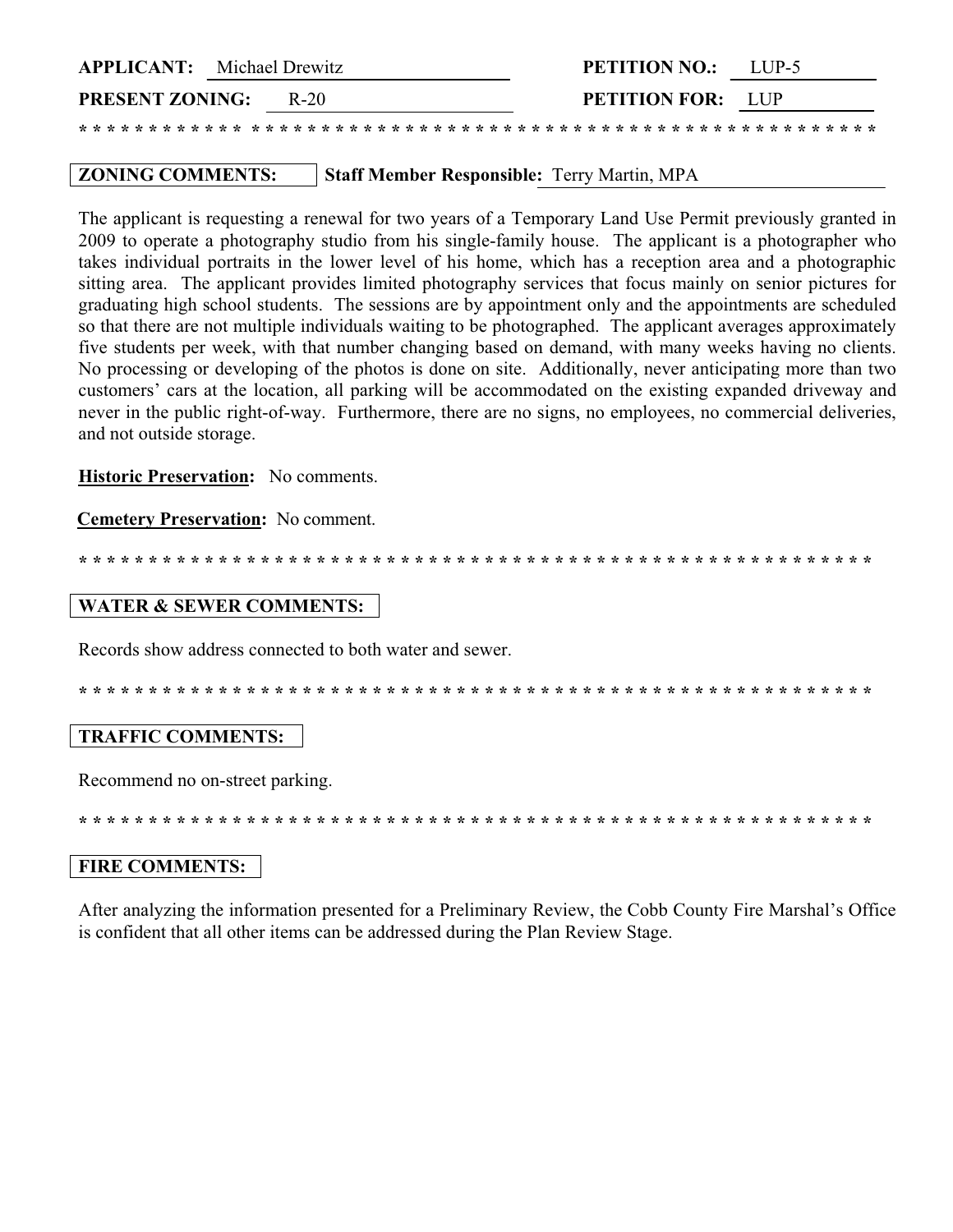**APPLICANT:** Michael Drewitz **PETITION NO.:** LUP-5

**PRESENT ZONING:** R-20 **PETITION FOR:** LUP

* * * * * * * * * * * * * * * * * * * * * * * * * * * * * * * * * * * * * * * * * * * * * * * * * * * * * * * * * * * * * *

**ZONING COMMENTS:** **Staff Member Responsible:** Terry Martin, MPA

The applicant is requesting a renewal for two years of a Temporary Land Use Permit previously granted in 2009 to operate a photography studio from his single-family house. The applicant is a photographer who takes individual portraits in the lower level of his home, which has a reception area and a photographic sitting area. The applicant provides limited photography services that focus mainly on senior pictures for graduating high school students. The sessions are by appointment only and the appointments are scheduled so that there are not multiple individuals waiting to be photographed. The applicant averages approximately five students per week, with that number changing based on demand, with many weeks having no clients. No processing or developing of the photos is done on site. Additionally, never anticipating more than two customers' cars at the location, all parking will be accommodated on the existing expanded driveway and never in the public right-of-way. Furthermore, there are no signs, no employees, no commercial deliveries, and not outside storage.

**Historic Preservation:** No comments.

**Cemetery Preservation:** No comment.

* * * * * * * * * * * * * * * * * * * * * * * * * * * * * * * * * * * * * * * * * * * * * * * * * * * * * * * * * * * * *

**WATER & SEWER COMMENTS:**

Records show address connected to both water and sewer.

* * * * * * * * * * * * * * * * * * * * * * * * * * * * * * * * * * * * * * * * * * * * * * * * * * * * * * * * * * * * *

**TRAFFIC COMMENTS:**

Recommend no on-street parking.

* * * * * * * * * * * * * * * * * * * * * * * * * * * * * * * * * * * * * * * * * * * * * * * * * * * * * * * * * * * * *

**FIRE COMMENTS:**

After analyzing the information presented for a Preliminary Review, the Cobb County Fire Marshal's Office is confident that all other items can be addressed during the Plan Review Stage.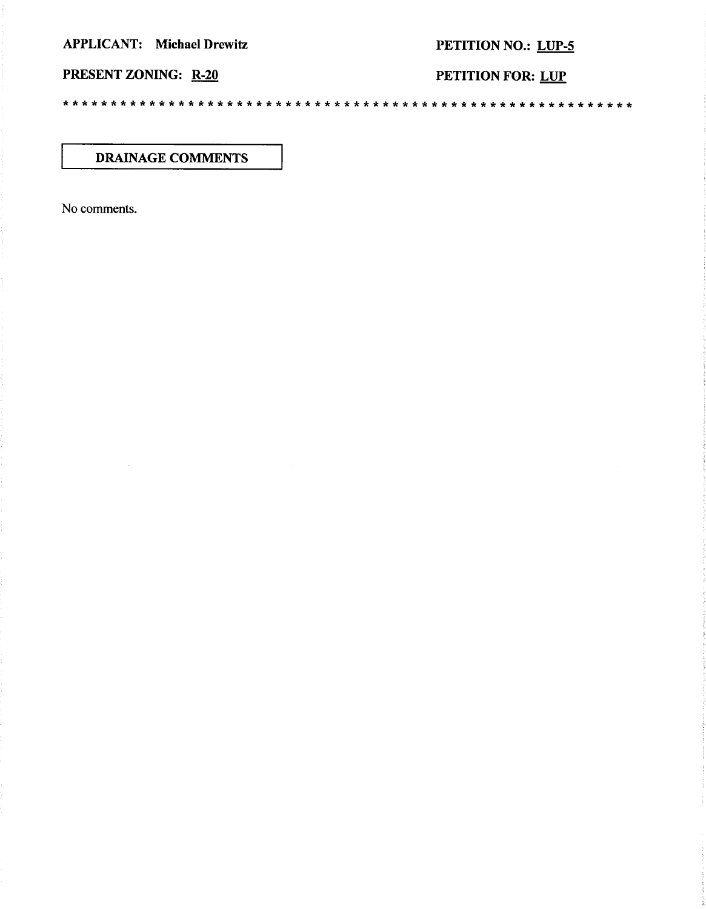**APPLICANT: Michael Drewitz** **PETITION NO.: LUP-5**

**PRESENT ZONING: R-20** **PETITION FOR: LUP**

\* \* \* \* \* \* \* \* \* \* \* \* \* \* \* \* \* \* \* \* \* \* \* \* \* \* \* \* \* \* \* \* \* \* \* \* \* \* \* \* \* \* \* \* \* \* \* \* \* \* \* \* \* \* \* \* \* \* \* \* \* \* \* \* \* \*

## DRAINAGE COMMENTS

No comments.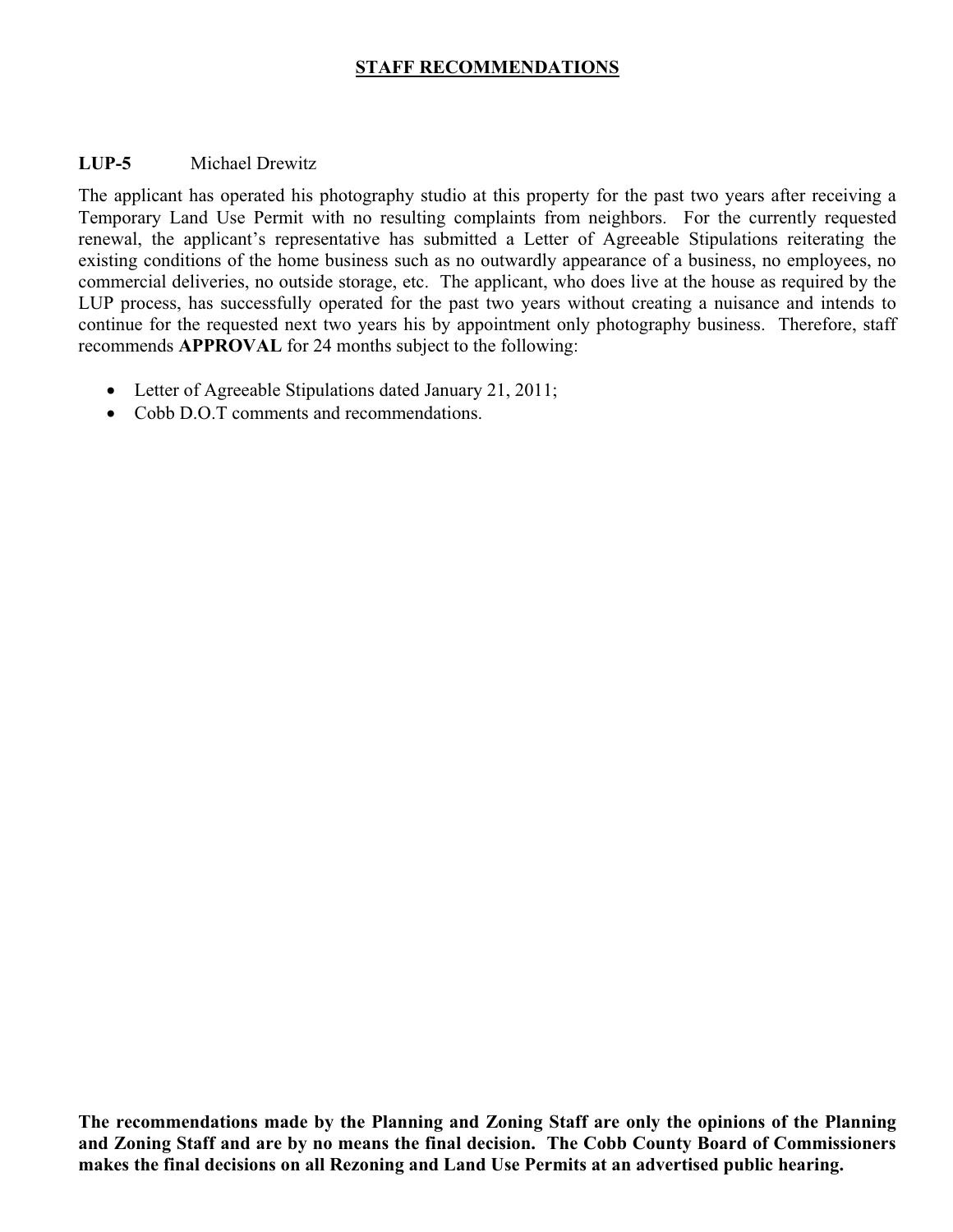## STAFF RECOMMENDATIONS

**LUP-5** Michael Drewitz

The applicant has operated his photography studio at this property for the past two years after receiving a Temporary Land Use Permit with no resulting complaints from neighbors. For the currently requested renewal, the applicant's representative has submitted a Letter of Agreeable Stipulations reiterating the existing conditions of the home business such as no outwardly appearance of a business, no employees, no commercial deliveries, no outside storage, etc. The applicant, who does live at the house as required by the LUP process, has successfully operated for the past two years without creating a nuisance and intends to continue for the requested next two years his by appointment only photography business. Therefore, staff recommends **APPROVAL** for 24 months subject to the following:

- Letter of Agreeable Stipulations dated January 21, 2011;
- Cobb D.O.T comments and recommendations.

**The recommendations made by the Planning and Zoning Staff are only the opinions of the Planning and Zoning Staff and are by no means the final decision. The Cobb County Board of Commissioners makes the final decisions on all Rezoning and Land Use Permits at an advertised public hearing.**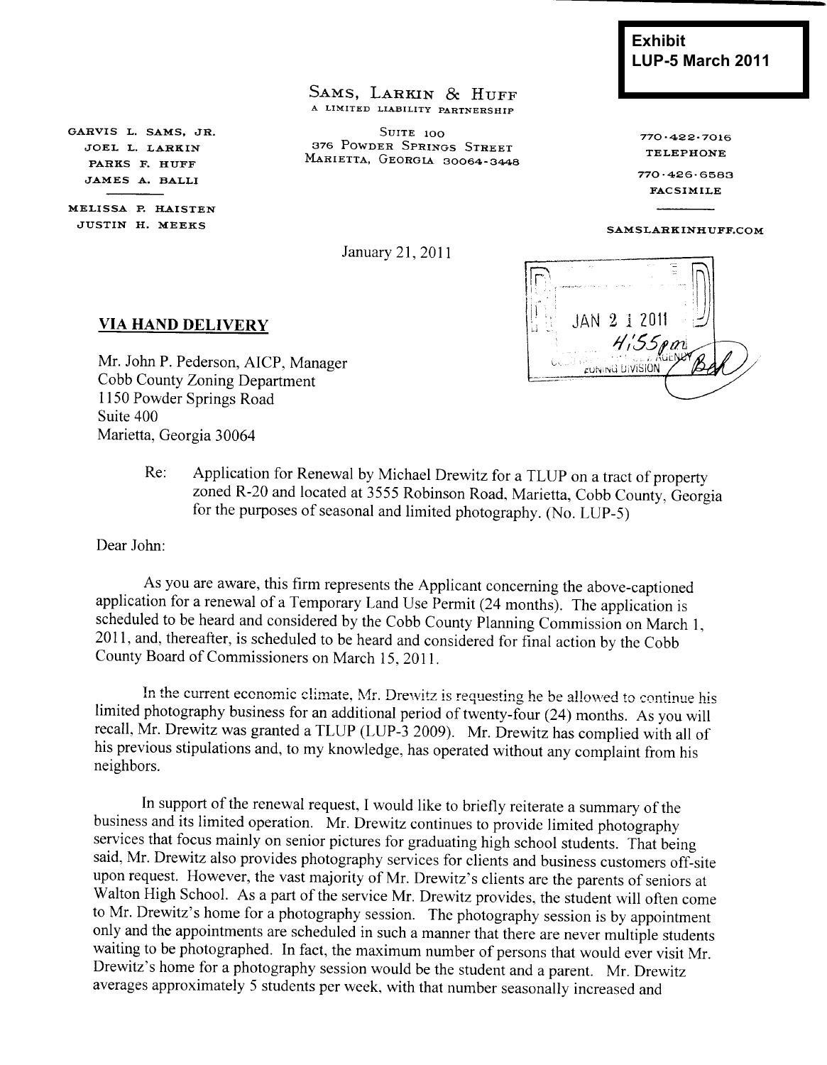**Exhibit**
**LUP-5 March 2011**

SAMS, LARKIN & HUFF
A LIMITED LIABILITY PARTNERSHIP

SUITE 100
376 POWDER SPRINGS STREET
MARIETTA, GEORGIA 30064-3448

GARVIS L. SAMS, JR.
JOEL L. LARKIN
PARKS F. HUFF
JAMES A. BALLI

MELISSA P. HAISTEN
JUSTIN H. MEEKS

770-422-7016
TELEPHONE

770-426-6583
FACSIMILE

SAMSLARKINHUFF.COM

January 21, 2011

JAN 21 2011
4:55pm
ZONING DIVISION

**VIA HAND DELIVERY**

Mr. John P. Pederson, AICP, Manager
Cobb County Zoning Department
1150 Powder Springs Road
Suite 400
Marietta, Georgia 30064

Re: Application for Renewal by Michael Drewitz for a TLUP on a tract of property zoned R-20 and located at 3555 Robinson Road, Marietta, Cobb County, Georgia for the purposes of seasonal and limited photography. (No. LUP-5)

Dear John:

As you are aware, this firm represents the Applicant concerning the above-captioned application for a renewal of a Temporary Land Use Permit (24 months). The application is scheduled to be heard and considered by the Cobb County Planning Commission on March 1, 2011, and, thereafter, is scheduled to be heard and considered for final action by the Cobb County Board of Commissioners on March 15, 2011.

In the current economic climate, Mr. Drewitz is requesting he be allowed to continue his limited photography business for an additional period of twenty-four (24) months. As you will recall, Mr. Drewitz was granted a TLUP (LUP-3 2009). Mr. Drewitz has complied with all of his previous stipulations and, to my knowledge, has operated without any complaint from his neighbors.

In support of the renewal request, I would like to briefly reiterate a summary of the business and its limited operation. Mr. Drewitz continues to provide limited photography services that focus mainly on senior pictures for graduating high school students. That being said, Mr. Drewitz also provides photography services for clients and business customers off-site upon request. However, the vast majority of Mr. Drewitz's clients are the parents of seniors at Walton High School. As a part of the service Mr. Drewitz provides, the student will often come to Mr. Drewitz's home for a photography session. The photography session is by appointment only and the appointments are scheduled in such a manner that there are never multiple students waiting to be photographed. In fact, the maximum number of persons that would ever visit Mr. Drewitz's home for a photography session would be the student and a parent. Mr. Drewitz averages approximately 5 students per week, with that number seasonally increased and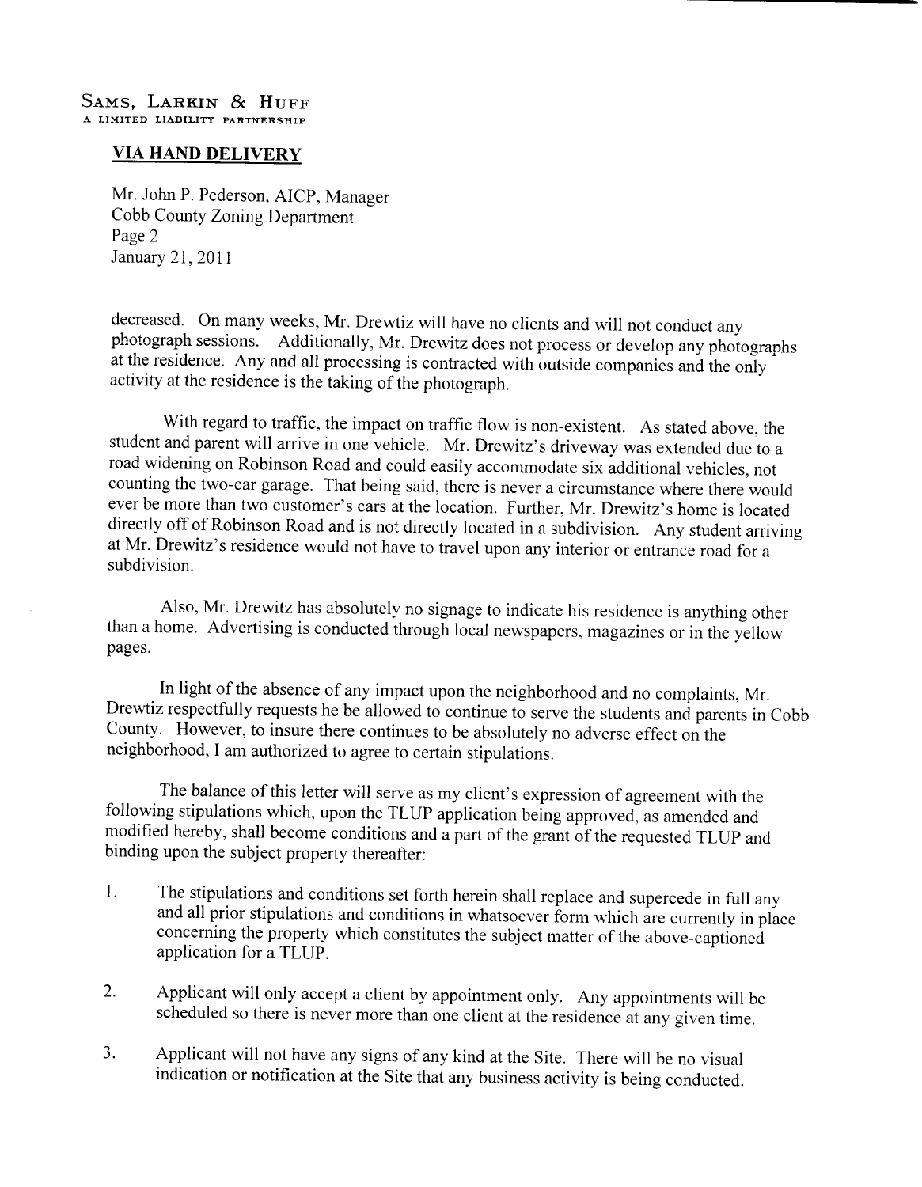SAMS, LARKIN & HUFF
A LIMITED LIABILITY PARTNERSHIP

**VIA HAND DELIVERY**

Mr. John P. Pederson, AICP, Manager
Cobb County Zoning Department
Page 2
January 21, 2011

decreased. On many weeks, Mr. Drewtiz will have no clients and will not conduct any photograph sessions. Additionally, Mr. Drewitz does not process or develop any photographs at the residence. Any and all processing is contracted with outside companies and the only activity at the residence is the taking of the photograph.

With regard to traffic, the impact on traffic flow is non-existent. As stated above, the student and parent will arrive in one vehicle. Mr. Drewitz's driveway was extended due to a road widening on Robinson Road and could easily accommodate six additional vehicles, not counting the two-car garage. That being said, there is never a circumstance where there would ever be more than two customer's cars at the location. Further, Mr. Drewitz's home is located directly off of Robinson Road and is not directly located in a subdivision. Any student arriving at Mr. Drewitz's residence would not have to travel upon any interior or entrance road for a subdivision.

Also, Mr. Drewitz has absolutely no signage to indicate his residence is anything other than a home. Advertising is conducted through local newspapers, magazines or in the yellow pages.

In light of the absence of any impact upon the neighborhood and no complaints, Mr. Drewtiz respectfully requests he be allowed to continue to serve the students and parents in Cobb County. However, to insure there continues to be absolutely no adverse effect on the neighborhood, I am authorized to agree to certain stipulations.

The balance of this letter will serve as my client's expression of agreement with the following stipulations which, upon the TLUP application being approved, as amended and modified hereby, shall become conditions and a part of the grant of the requested TLUP and binding upon the subject property thereafter:

1. The stipulations and conditions set forth herein shall replace and supercede in full any and all prior stipulations and conditions in whatsoever form which are currently in place concerning the property which constitutes the subject matter of the above-captioned application for a TLUP.

2. Applicant will only accept a client by appointment only. Any appointments will be scheduled so there is never more than one client at the residence at any given time.

3. Applicant will not have any signs of any kind at the Site. There will be no visual indication or notification at the Site that any business activity is being conducted.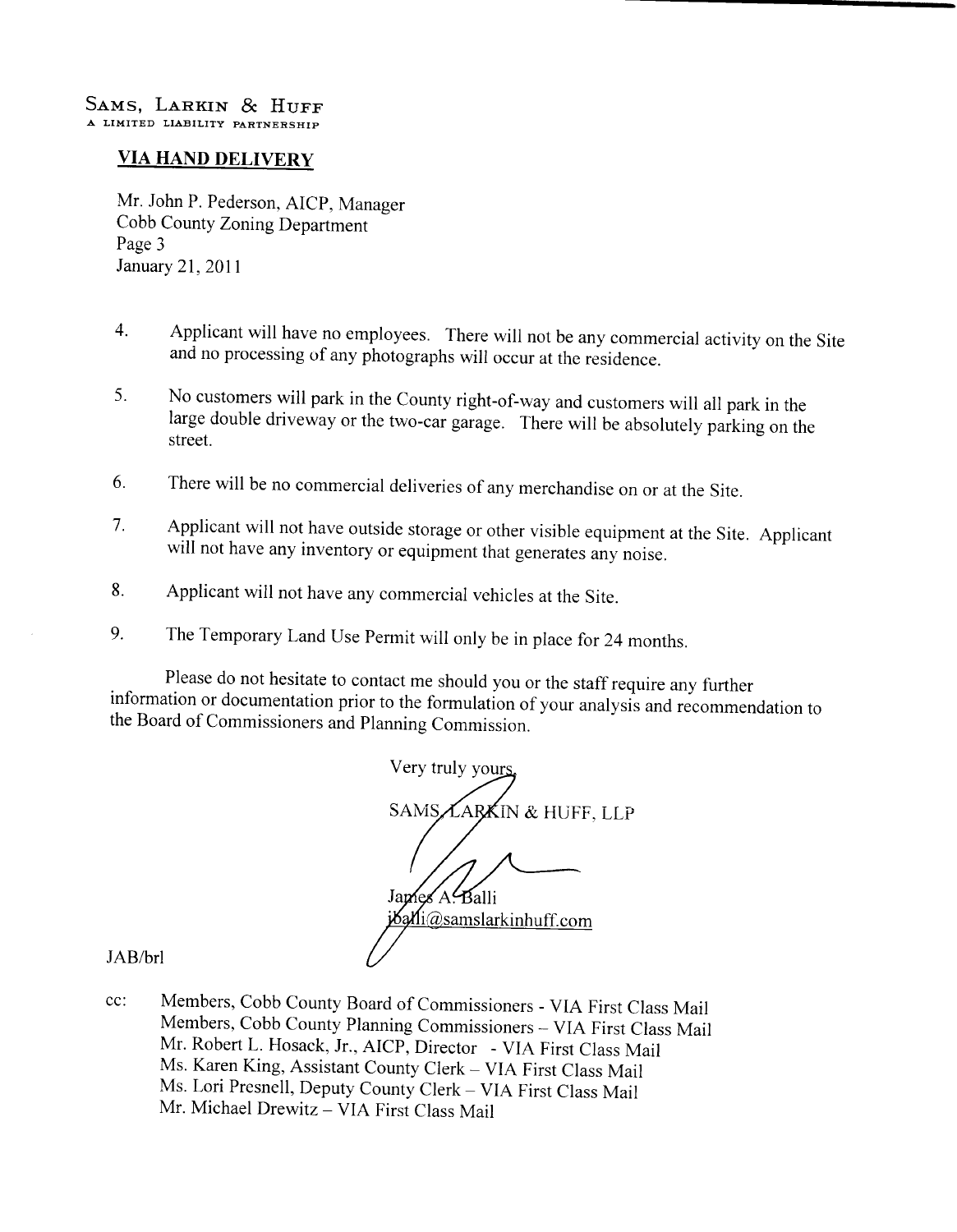SAMS, LARKIN & HUFF
A LIMITED LIABILITY PARTNERSHIP

**VIA HAND DELIVERY**

Mr. John P. Pederson, AICP, Manager
Cobb County Zoning Department
Page 3
January 21, 2011

4. Applicant will have no employees. There will not be any commercial activity on the Site and no processing of any photographs will occur at the residence.

5. No customers will park in the County right-of-way and customers will all park in the large double driveway or the two-car garage. There will be absolutely parking on the street.

6. There will be no commercial deliveries of any merchandise on or at the Site.

7. Applicant will not have outside storage or other visible equipment at the Site. Applicant will not have any inventory or equipment that generates any noise.

8. Applicant will not have any commercial vehicles at the Site.

9. The Temporary Land Use Permit will only be in place for 24 months.

Please do not hesitate to contact me should you or the staff require any further information or documentation prior to the formulation of your analysis and recommendation to the Board of Commissioners and Planning Commission.

Very truly yours,

SAMS, LARKIN & HUFF, LLP

James A. Balli
jballi@samslarkinhuff.com

JAB/brl

cc: Members, Cobb County Board of Commissioners - VIA First Class Mail
Members, Cobb County Planning Commissioners – VIA First Class Mail
Mr. Robert L. Hosack, Jr., AICP, Director - VIA First Class Mail
Ms. Karen King, Assistant County Clerk – VIA First Class Mail
Ms. Lori Presnell, Deputy County Clerk – VIA First Class Mail
Mr. Michael Drewitz – VIA First Class Mail